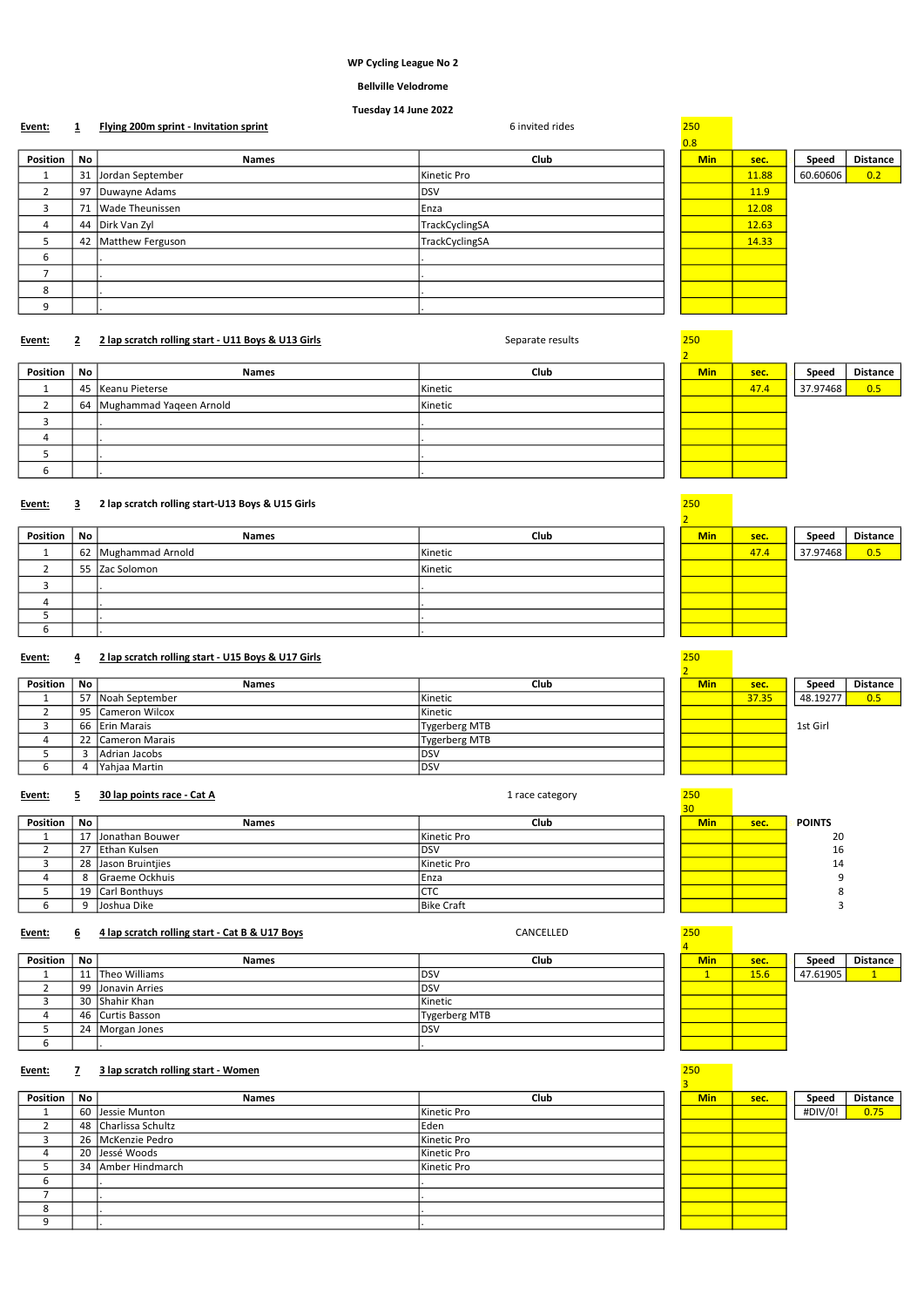**WP Cycling League No 2**

**Bellville Velodrome**

**Tuesday 14 June 2022**

**Event:** **1** **Flying 200m sprint - Invitation sprint** — 6 invited rides

250
0.8

| Position | No | Names | Club | | Min | sec. | | Speed | Distance |
|---|---|---|---|---|---|---|---|---|---|
| 1 | 31 | Jordan September | Kinetic Pro | | | 11.88 | | 60.60606 | 0.2 |
| 2 | 97 | Duwayne Adams | DSV | | | 11.9 | | | |
| 3 | 71 | Wade Theunissen | Enza | | | 12.08 | | | |
| 4 | 44 | Dirk Van Zyl | TrackCyclingSA | | | 12.63 | | | |
| 5 | 42 | Matthew Ferguson | TrackCyclingSA | | | 14.33 | | | |
| 6 | | . | . | | | | | | |
| 7 | | . | . | | | | | | |
| 8 | | . | . | | | | | | |
| 9 | | . | . | | | | | | |

**Event:** **2** **2 lap scratch rolling start - U11 Boys & U13 Girls** — Separate results

250
2

| Position | No | Names | Club | | Min | sec. | | Speed | Distance |
|---|---|---|---|---|---|---|---|---|---|
| 1 | 45 | Keanu Pieterse | Kinetic | | | 47.4 | | 37.97468 | 0.5 |
| 2 | 64 | Mughammad Yaqeen Arnold | Kinetic | | | | | | |
| 3 | | . | . | | | | | | |
| 4 | | . | . | | | | | | |
| 5 | | . | . | | | | | | |
| 6 | | . | . | | | | | | |

**Event:** **3** **2 lap scratch rolling start-U13 Boys & U15 Girls**

250
2

| Position | No | Names | Club | | Min | sec. | | Speed | Distance |
|---|---|---|---|---|---|---|---|---|---|
| 1 | 62 | Mughammad Arnold | Kinetic | | | 47.4 | | 37.97468 | 0.5 |
| 2 | 55 | Zac Solomon | Kinetic | | | | | | |
| 3 | | . | . | | | | | | |
| 4 | | . | . | | | | | | |
| 5 | | . | . | | | | | | |
| 6 | | . | . | | | | | | |

**Event:** **4** **2 lap scratch rolling start - U15 Boys & U17 Girls**

250
2

| Position | No | Names | Club | | Min | sec. | | Speed | Distance |
|---|---|---|---|---|---|---|---|---|---|
| 1 | 57 | Noah September | Kinetic | | | 37.35 | | 48.19277 | 0.5 |
| 2 | 95 | Cameron Wilcox | Kinetic | | | | | | |
| 3 | 66 | Erin Marais | Tygerberg MTB | | | | | 1st Girl | |
| 4 | 22 | Cameron Marais | Tygerberg MTB | | | | | | |
| 5 | 3 | Adrian Jacobs | DSV | | | | | | |
| 6 | 4 | Yahjaa Martin | DSV | | | | | | |

**Event:** **5** **30 lap points race - Cat A** — 1 race category

250
30

| Position | No | Names | Club | | Min | sec. | | POINTS |
|---|---|---|---|---|---|---|---|---|
| 1 | 17 | Jonathan Bouwer | Kinetic Pro | | | | | 20 |
| 2 | 27 | Ethan Kulsen | DSV | | | | | 16 |
| 3 | 28 | Jason Bruintjies | Kinetic Pro | | | | | 14 |
| 4 | 8 | Graeme Ockhuis | Enza | | | | | 9 |
| 5 | 19 | Carl Bonthuys | CTC | | | | | 8 |
| 6 | 9 | Joshua Dike | Bike Craft | | | | | 3 |

**Event:** **6** **4 lap scratch rolling start - Cat B & U17 Boys** — CANCELLED

250
4

| Position | No | Names | Club | | Min | sec. | | Speed | Distance |
|---|---|---|---|---|---|---|---|---|---|
| 1 | 11 | Theo Williams | DSV | | 1 | 15.6 | | 47.61905 | 1 |
| 2 | 99 | Jonavin Arries | DSV | | | | | | |
| 3 | 30 | Shahir Khan | Kinetic | | | | | | |
| 4 | 46 | Curtis Basson | Tygerberg MTB | | | | | | |
| 5 | 24 | Morgan Jones | DSV | | | | | | |
| 6 | | . | . | | | | | | |

**Event:** **7** **3 lap scratch rolling start - Women**

250
3

| Position | No | Names | Club | | Min | sec. | | Speed | Distance |
|---|---|---|---|---|---|---|---|---|---|
| 1 | 60 | Jessie Munton | Kinetic Pro | | | | | #DIV/0! | 0.75 |
| 2 | 48 | Charlissa Schultz | Eden | | | | | | |
| 3 | 26 | McKenzie Pedro | Kinetic Pro | | | | | | |
| 4 | 20 | Jessé Woods | Kinetic Pro | | | | | | |
| 5 | 34 | Amber Hindmarch | Kinetic Pro | | | | | | |
| 6 | | . | . | | | | | | |
| 7 | | . | . | | | | | | |
| 8 | | . | . | | | | | | |
| 9 | | . | . | | | | | | |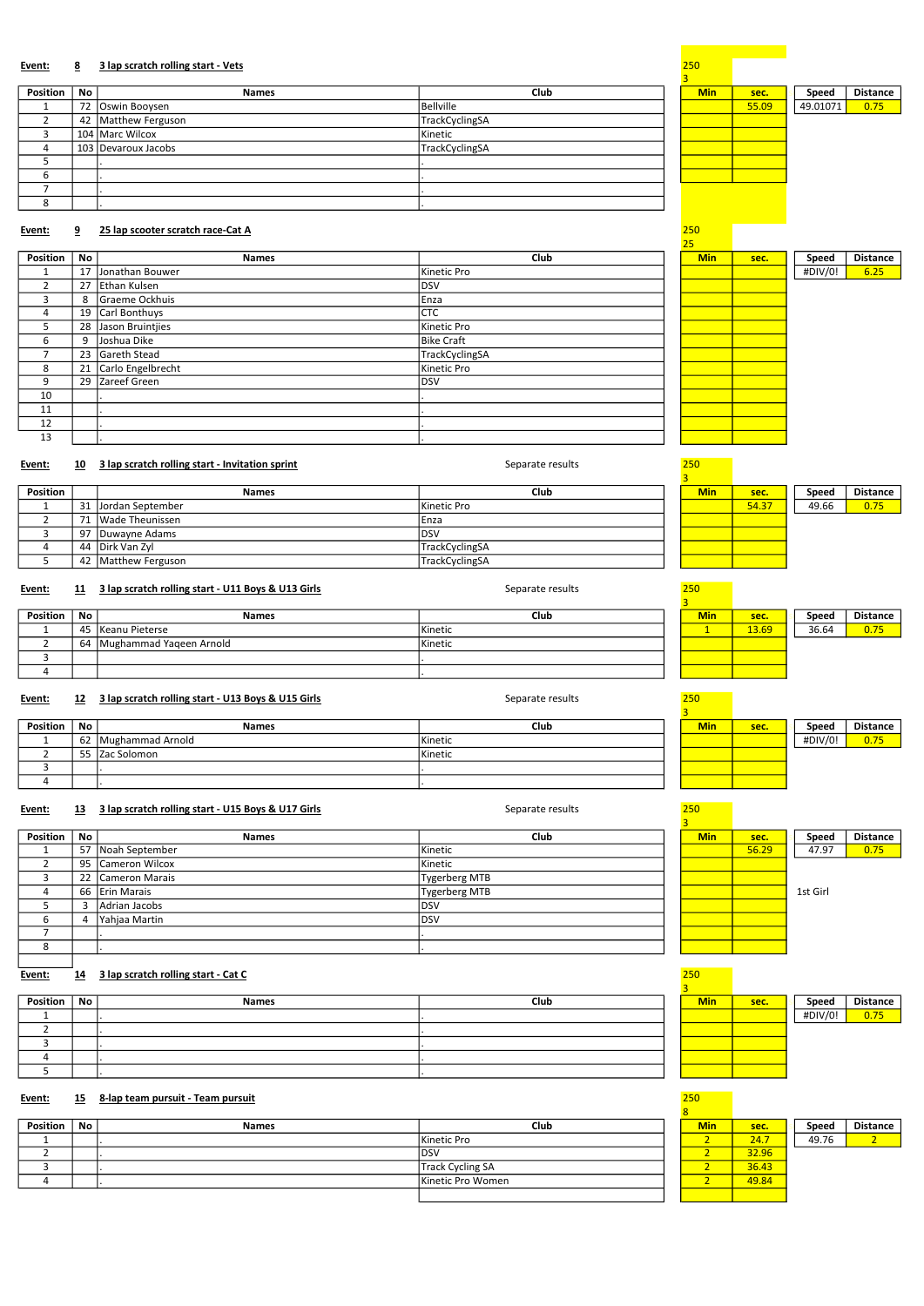**Event:** **8** **3 lap scratch rolling start - Vets**

250
3

| Position | No | Names | Club | Min | sec. | Speed | Distance |
|---|---|---|---|---|---|---|---|
| 1 | 72 | Oswin Booysen | Bellville | | 55.09 | 49.01071 | 0.75 |
| 2 | 42 | Matthew Ferguson | TrackCyclingSA | | | | |
| 3 | 104 | Marc Wilcox | Kinetic | | | | |
| 4 | 103 | Devaroux Jacobs | TrackCyclingSA | | | | |
| 5 | | . | . | | | | |
| 6 | | . | . | | | | |
| 7 | | . | . | | | | |
| 8 | | . | . | | | | |

**Event:** **9** **25 lap scooter scratch race-Cat A**

250
25

| Position | No | Names | Club | Min | sec. | Speed | Distance |
|---|---|---|---|---|---|---|---|
| 1 | 17 | Jonathan Bouwer | Kinetic Pro | | | #DIV/0! | 6.25 |
| 2 | 27 | Ethan Kulsen | DSV | | | | |
| 3 | 8 | Graeme Ockhuis | Enza | | | | |
| 4 | 19 | Carl Bonthuys | CTC | | | | |
| 5 | 28 | Jason Bruintjies | Kinetic Pro | | | | |
| 6 | 9 | Joshua Dike | Bike Craft | | | | |
| 7 | 23 | Gareth Stead | TrackCyclingSA | | | | |
| 8 | 21 | Carlo Engelbrecht | Kinetic Pro | | | | |
| 9 | 29 | Zareef Green | DSV | | | | |
| 10 | | . | . | | | | |
| 11 | | . | . | | | | |
| 12 | | . | . | | | | |
| 13 | | . | . | | | | |

**Event:** **10** **3 lap scratch rolling start - Invitation sprint** Separate results

250
3

| Position | | Names | Club | Min | sec. | Speed | Distance |
|---|---|---|---|---|---|---|---|
| 1 | 31 | Jordan September | Kinetic Pro | | 54.37 | 49.66 | 0.75 |
| 2 | 71 | Wade Theunissen | Enza | | | | |
| 3 | 97 | Duwayne Adams | DSV | | | | |
| 4 | 44 | Dirk Van Zyl | TrackCyclingSA | | | | |
| 5 | 42 | Matthew Ferguson | TrackCyclingSA | | | | |

**Event:** **11** **3 lap scratch rolling start - U11 Boys & U13 Girls** Separate results

250
3

| Position | No | Names | Club | Min | sec. | Speed | Distance |
|---|---|---|---|---|---|---|---|
| 1 | 45 | Keanu Pieterse | Kinetic | 1 | 13.69 | 36.64 | 0.75 |
| 2 | 64 | Mughammad Yaqeen Arnold | Kinetic | | | | |
| 3 | | | . | | | | |
| 4 | | | . | | | | |

**Event:** **12** **3 lap scratch rolling start - U13 Boys & U15 Girls** Separate results

250
3

| Position | No | Names | Club | Min | sec. | Speed | Distance |
|---|---|---|---|---|---|---|---|
| 1 | 62 | Mughammad Arnold | Kinetic | | | #DIV/0! | 0.75 |
| 2 | 55 | Zac Solomon | Kinetic | | | | |
| 3 | | . | . | | | | |
| 4 | | . | . | | | | |

**Event:** **13** **3 lap scratch rolling start - U15 Boys & U17 Girls** Separate results

250
3

| Position | No | Names | Club | Min | sec. | Speed | Distance |
|---|---|---|---|---|---|---|---|
| 1 | 57 | Noah September | Kinetic | | 56.29 | 47.97 | 0.75 |
| 2 | 95 | Cameron Wilcox | Kinetic | | | | |
| 3 | 22 | Cameron Marais | Tygerberg MTB | | | | |
| 4 | 66 | Erin Marais | Tygerberg MTB | | | 1st Girl | |
| 5 | 3 | Adrian Jacobs | DSV | | | | |
| 6 | 4 | Yahjaa Martin | DSV | | | | |
| 7 | | . | . | | | | |
| 8 | | . | . | | | | |

**Event:** **14** **3 lap scratch rolling start - Cat C**

250
3

| Position | No | Names | Club | Min | sec. | Speed | Distance |
|---|---|---|---|---|---|---|---|
| 1 | | . | . | | | #DIV/0! | 0.75 |
| 2 | | . | . | | | | |
| 3 | | . | . | | | | |
| 4 | | . | . | | | | |
| 5 | | . | . | | | | |

**Event:** **15** **8-lap team pursuit - Team pursuit**

250
8

| Position | No | Names | Club | Min | sec. | Speed | Distance |
|---|---|---|---|---|---|---|---|
| 1 | | . | Kinetic Pro | 2 | 24.7 | 49.76 | 2 |
| 2 | | . | DSV | 2 | 32.96 | | |
| 3 | | . | Track Cycling SA | 2 | 36.43 | | |
| 4 | | . | Kinetic Pro Women | 2 | 49.84 | | |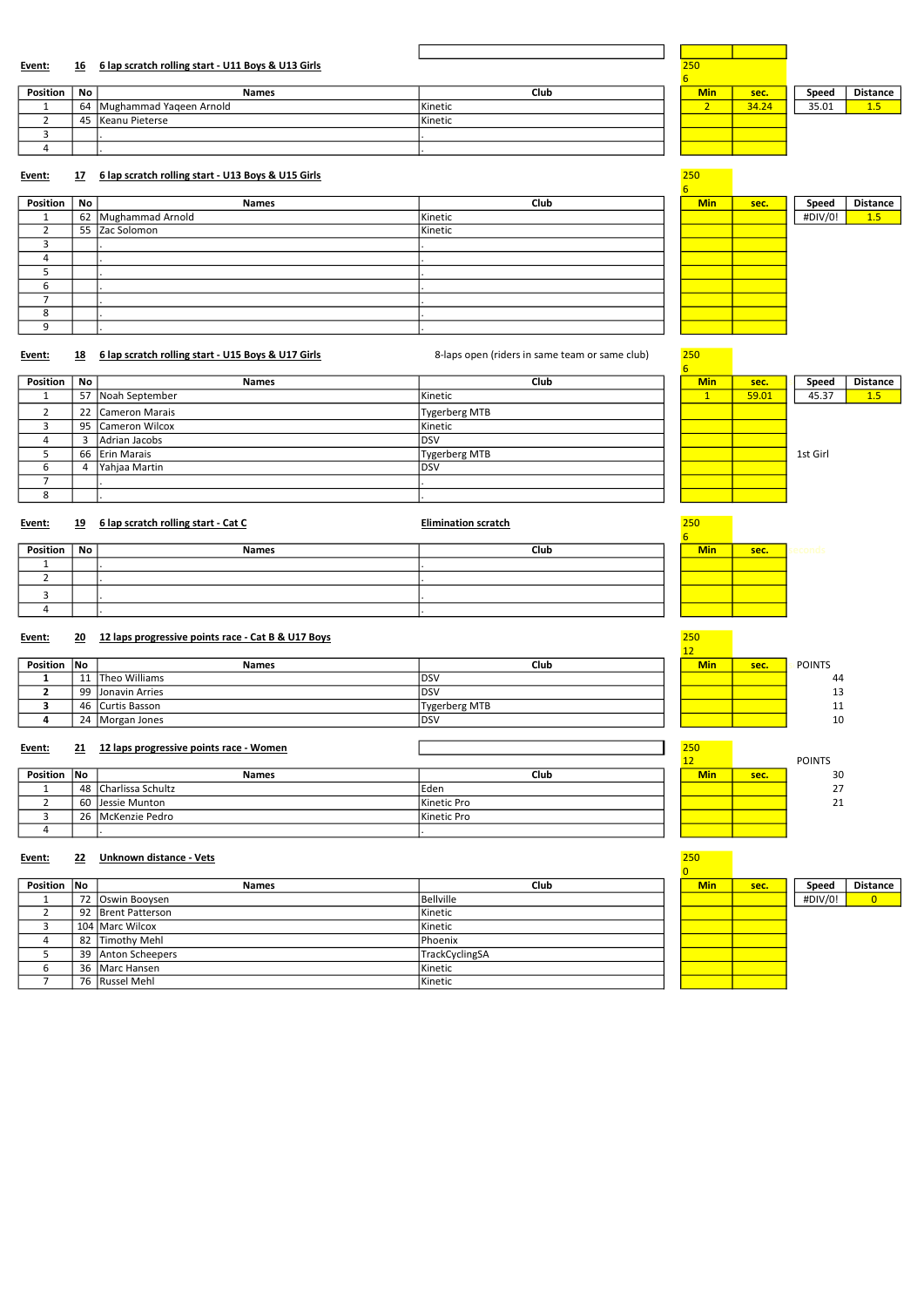**Event:** **16** **6 lap scratch rolling start - U11 Boys & U13 Girls**

250
6

| Position | No | Names | Club | Min | sec. | Speed | Distance |
|---|---|---|---|---|---|---|---|
| 1 | 64 | Mughammad Yaqeen Arnold | Kinetic | 2 | 34.24 | 35.01 | 1.5 |
| 2 | 45 | Keanu Pieterse | Kinetic | | | | |
| 3 | | . | . | | | | |
| 4 | | . | . | | | | |

**Event:** **17** **6 lap scratch rolling start - U13 Boys & U15 Girls**

250
6

| Position | No | Names | Club | Min | sec. | Speed | Distance |
|---|---|---|---|---|---|---|---|
| 1 | 62 | Mughammad Arnold | Kinetic | | | #DIV/0! | 1.5 |
| 2 | 55 | Zac Solomon | Kinetic | | | | |
| 3 | | . | . | | | | |
| 4 | | . | . | | | | |
| 5 | | . | . | | | | |
| 6 | | . | . | | | | |
| 7 | | . | . | | | | |
| 8 | | . | . | | | | |
| 9 | | . | . | | | | |

**Event:** **18** **6 lap scratch rolling start - U15 Boys & U17 Girls**

8-laps open (riders in same team or same club)

250
6

| Position | No | Names | Club | Min | sec. | Speed | Distance |
|---|---|---|---|---|---|---|---|
| 1 | 57 | Noah September | Kinetic | 1 | 59.01 | 45.37 | 1.5 |
| 2 | 22 | Cameron Marais | Tygerberg MTB | | | | |
| 3 | 95 | Cameron Wilcox | Kinetic | | | | |
| 4 | 3 | Adrian Jacobs | DSV | | | | |
| 5 | 66 | Erin Marais | Tygerberg MTB | | | 1st Girl | |
| 6 | 4 | Yahjaa Martin | DSV | | | | |
| 7 | | . | . | | | | |
| 8 | | . | . | | | | |

**Event:** **19** **6 lap scratch rolling start - Cat C**

**Elimination scratch**

250
6

| Position | No | Names | Club | Min | sec. |
|---|---|---|---|---|---|
| 1 | | . | . | | |
| 2 | | . | . | | |
| 3 | | . | . | | |
| 4 | | . | . | | |

**Event:** **20** **12 laps progressive points race - Cat B & U17 Boys**

250
12

| Position | No | Names | Club | Min | sec. | POINTS |
|---|---|---|---|---|---|---|
| **1** | 11 | Theo Williams | DSV | | | 44 |
| **2** | 99 | Jonavin Arries | DSV | | | 13 |
| **3** | 46 | Curtis Basson | Tygerberg MTB | | | 11 |
| **4** | 24 | Morgan Jones | DSV | | | 10 |

**Event:** **21** **12 laps progressive points race - Women**

250
12

| Position | No | Names | Club | Min | sec. | POINTS |
|---|---|---|---|---|---|---|
| 1 | 48 | Charlissa Schultz | Eden | | | 30 |
| 2 | 60 | Jessie Munton | Kinetic Pro | | | 27 |
| 3 | 26 | McKenzie Pedro | Kinetic Pro | | | 21 |
| 4 | | . | . | | | |

**Event:** **22** **Unknown distance - Vets**

250
0

| Position | No | Names | Club | Min | sec. | Speed | Distance |
|---|---|---|---|---|---|---|---|
| 1 | 72 | Oswin Booysen | Bellville | | | #DIV/0! | 0 |
| 2 | 92 | Brent Patterson | Kinetic | | | | |
| 3 | 104 | Marc Wilcox | Kinetic | | | | |
| 4 | 82 | Timothy Mehl | Phoenix | | | | |
| 5 | 39 | Anton Scheepers | TrackCyclingSA | | | | |
| 6 | 36 | Marc Hansen | Kinetic | | | | |
| 7 | 76 | Russel Mehl | Kinetic | | | | |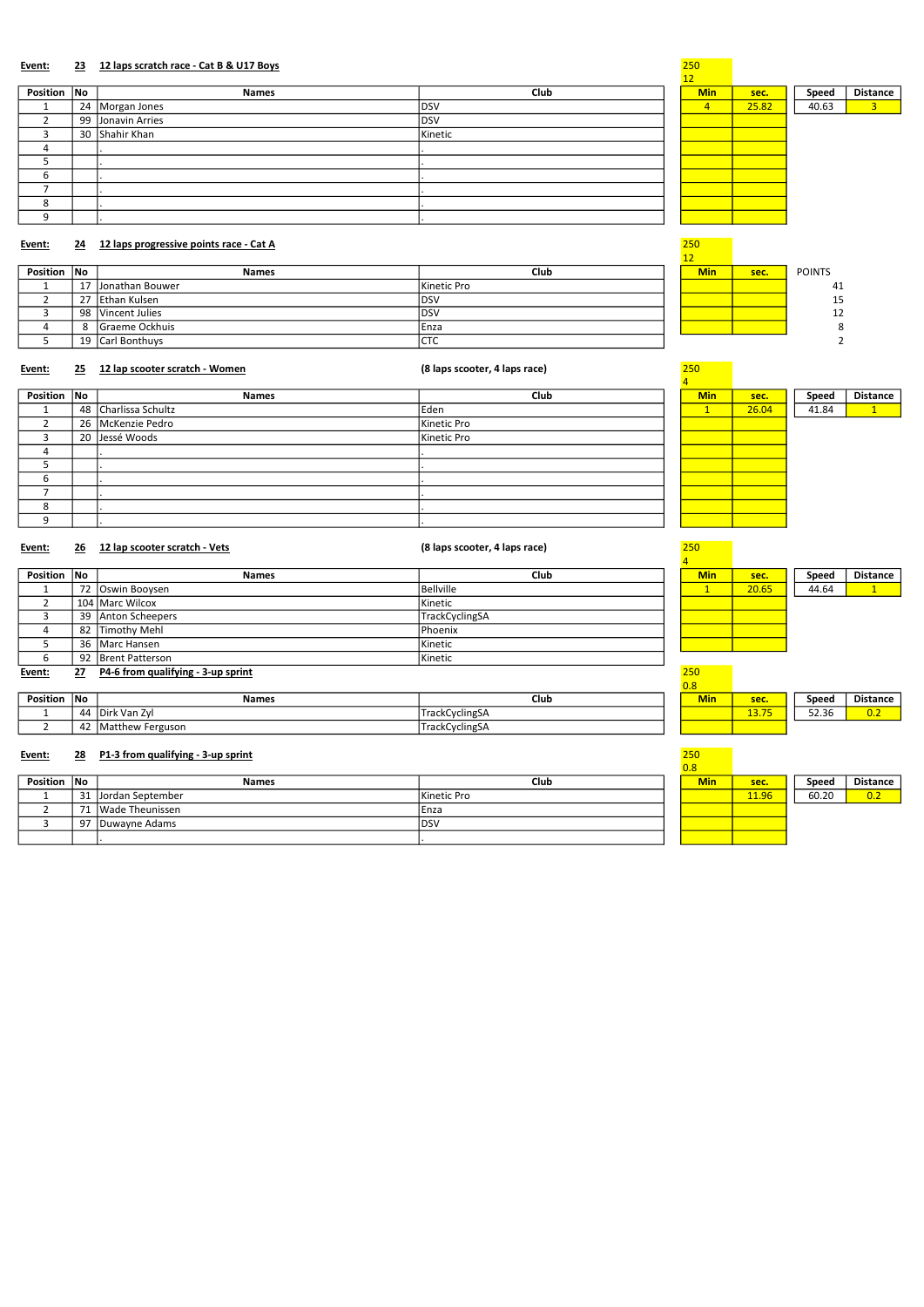**Event:** **23** **12 laps scratch race - Cat B & U17 Boys**

250
12

| Position | No | Names | Club | Min | sec. | Speed | Distance |
|---|---|---|---|---|---|---|---|
| 1 | 24 | Morgan Jones | DSV | 4 | 25.82 | 40.63 | 3 |
| 2 | 99 | Jonavin Arries | DSV | | | | |
| 3 | 30 | Shahir Khan | Kinetic | | | | |
| 4 | | . | . | | | | |
| 5 | | . | . | | | | |
| 6 | | . | . | | | | |
| 7 | | . | . | | | | |
| 8 | | . | . | | | | |
| 9 | | . | . | | | | |

**Event:** **24** **12 laps progressive points race - Cat A**

250
12

| Position | No | Names | Club | Min | sec. | POINTS |
|---|---|---|---|---|---|---|
| 1 | 17 | Jonathan Bouwer | Kinetic Pro | | | 41 |
| 2 | 27 | Ethan Kulsen | DSV | | | 15 |
| 3 | 98 | Vincent Julies | DSV | | | 12 |
| 4 | 8 | Graeme Ockhuis | Enza | | | 8 |
| 5 | 19 | Carl Bonthuys | CTC | | | 2 |

**Event:** **25** **12 lap scooter scratch - Women** **(8 laps scooter, 4 laps race)**

250
4

| Position | No | Names | Club | Min | sec. | Speed | Distance |
|---|---|---|---|---|---|---|---|
| 1 | 48 | Charlissa Schultz | Eden | 1 | 26.04 | 41.84 | 1 |
| 2 | 26 | McKenzie Pedro | Kinetic Pro | | | | |
| 3 | 20 | Jessé Woods | Kinetic Pro | | | | |
| 4 | | . | . | | | | |
| 5 | | . | . | | | | |
| 6 | | . | . | | | | |
| 7 | | . | . | | | | |
| 8 | | . | . | | | | |
| 9 | | . | . | | | | |

**Event:** **26** **12 lap scooter scratch - Vets** **(8 laps scooter, 4 laps race)**

250
4

| Position | No | Names | Club | Min | sec. | Speed | Distance |
|---|---|---|---|---|---|---|---|
| 1 | 72 | Oswin Booysen | Bellville | 1 | 20.65 | 44.64 | 1 |
| 2 | 104 | Marc Wilcox | Kinetic | | | | |
| 3 | 39 | Anton Scheepers | TrackCyclingSA | | | | |
| 4 | 82 | Timothy Mehl | Phoenix | | | | |
| 5 | 36 | Marc Hansen | Kinetic | | | | |
| 6 | 92 | Brent Patterson | Kinetic | | | | |

**Event:** **27** **P4-6 from qualifying - 3-up sprint**

250
0.8

| Position | No | Names | Club | Min | sec. | Speed | Distance |
|---|---|---|---|---|---|---|---|
| 1 | 44 | Dirk Van Zyl | TrackCyclingSA | | 13.75 | 52.36 | 0.2 |
| 2 | 42 | Matthew Ferguson | TrackCyclingSA | | | | |

**Event:** **28** **P1-3 from qualifying - 3-up sprint**

250
0.8

| Position | No | Names | Club | Min | sec. | Speed | Distance |
|---|---|---|---|---|---|---|---|
| 1 | 31 | Jordan September | Kinetic Pro | | 11.96 | 60.20 | 0.2 |
| 2 | 71 | Wade Theunissen | Enza | | | | |
| 3 | 97 | Duwayne Adams | DSV | | | | |
| | | . | . | | | | |